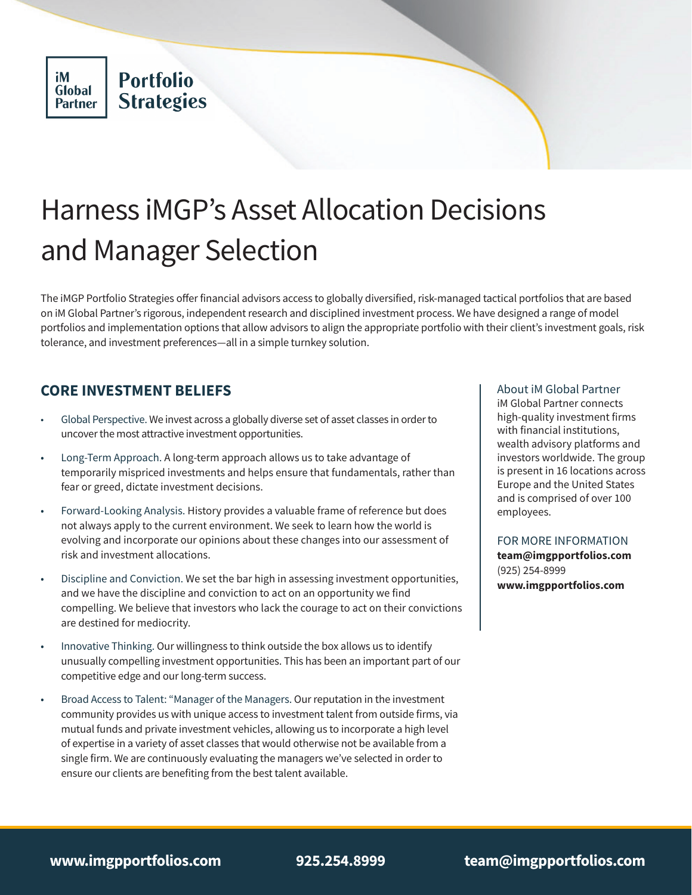iM Global Partner

**Portfolio Strategies**

# Harness iMGP's Asset Allocation Decisions and Manager Selection

The iMGP Portfolio Strategies offer financial advisors access to globally diversified, risk-managed tactical portfolios that are based on iM Global Partner's rigorous, independent research and disciplined investment process. We have designed a range of model portfolios and implementation options that allow advisors to align the appropriate portfolio with their client's investment goals, risk tolerance, and investment preferences—all in a simple turnkey solution.

## CORE INVESTMENT BELIEFS

- Global Perspective. We invest across a globally diverse set of asset classes in order to uncover the most attractive investment opportunities.
- Long-Term Approach. A long-term approach allows us to take advantage of temporarily mispriced investments and helps ensure that fundamentals, rather than fear or greed, dictate investment decisions.
- Forward-Looking Analysis. History provides a valuable frame of reference but does not always apply to the current environment. We seek to learn how the world is evolving and incorporate our opinions about these changes into our assessment of risk and investment allocations.
- Discipline and Conviction. We set the bar high in assessing investment opportunities, and we have the discipline and conviction to act on an opportunity we find compelling. We believe that investors who lack the courage to act on their convictions are destined for mediocrity.
- Innovative Thinking. Our willingness to think outside the box allows us to identify unusually compelling investment opportunities. This has been an important part of our competitive edge and our long-term success.
- Broad Access to Talent: "Manager of the Managers. Our reputation in the investment community provides us with unique access to investment talent from outside firms, via mutual funds and private investment vehicles, allowing us to incorporate a high level of expertise in a variety of asset classes that would otherwise not be available from a single firm. We are continuously evaluating the managers we've selected in order to ensure our clients are benefiting from the best talent available.

About iM Global Partner

iM Global Partner connects high-quality investment firms with financial institutions, wealth advisory platforms and investors worldwide. The group is present in 16 locations across Europe and the United States and is comprised of over 100 employees.

FOR MORE INFORMATION

**team@imgpportfolios.com**

(925) 254-8999

**www.imgpportfolios.com**

**www.imgpportfolios.com** **925.254.8999** **team@imgpportfolios.com**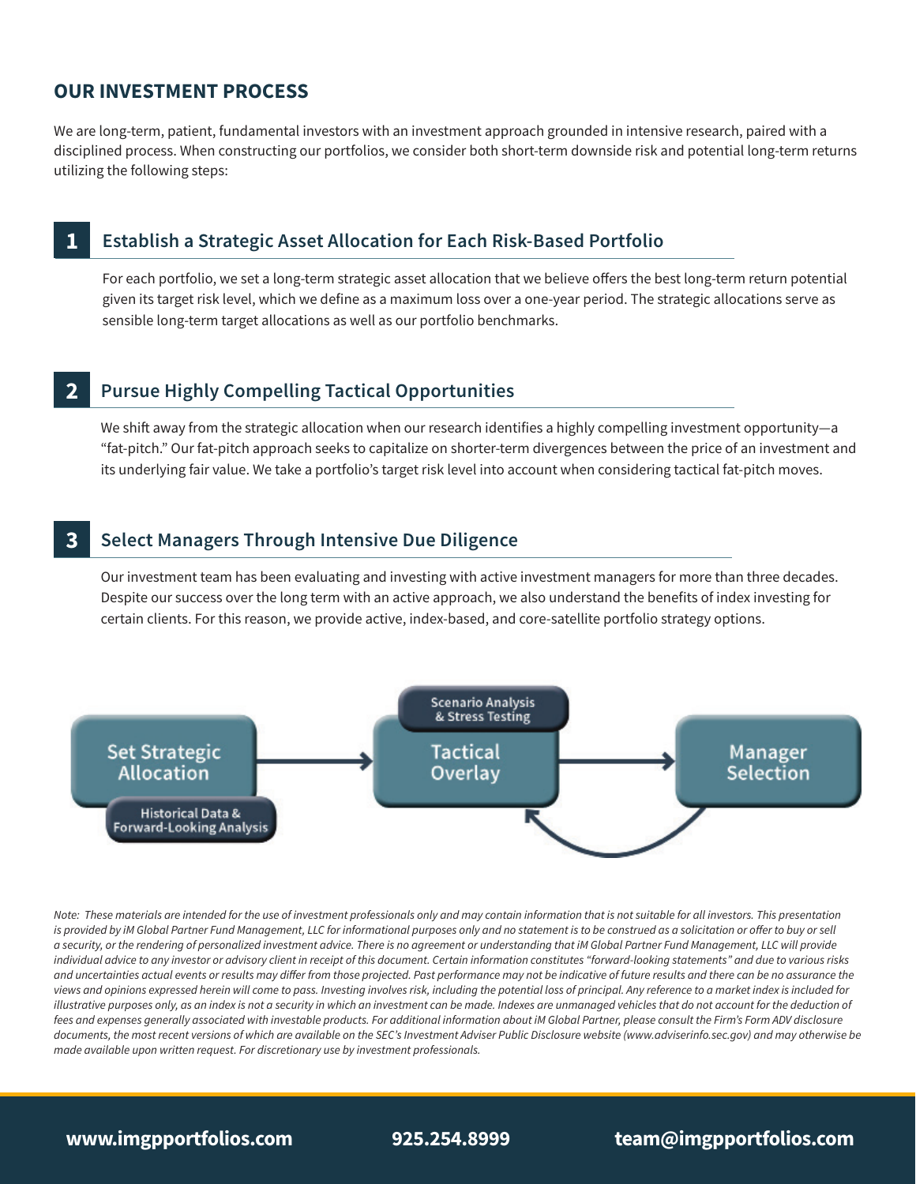## OUR INVESTMENT PROCESS

We are long-term, patient, fundamental investors with an investment approach grounded in intensive research, paired with a disciplined process. When constructing our portfolios, we consider both short-term downside risk and potential long-term returns utilizing the following steps:

### 1 Establish a Strategic Asset Allocation for Each Risk-Based Portfolio

For each portfolio, we set a long-term strategic asset allocation that we believe offers the best long-term return potential given its target risk level, which we define as a maximum loss over a one-year period. The strategic allocations serve as sensible long-term target allocations as well as our portfolio benchmarks.

### 2 Pursue Highly Compelling Tactical Opportunities

We shift away from the strategic allocation when our research identifies a highly compelling investment opportunity—a "fat-pitch." Our fat-pitch approach seeks to capitalize on shorter-term divergences between the price of an investment and its underlying fair value. We take a portfolio's target risk level into account when considering tactical fat-pitch moves.

### 3 Select Managers Through Intensive Due Diligence

Our investment team has been evaluating and investing with active investment managers for more than three decades. Despite our success over the long term with an active approach, we also understand the benefits of index investing for certain clients. For this reason, we provide active, index-based, and core-satellite portfolio strategy options.

Set Strategic Allocation
Historical Data & Forward-Looking Analysis
Scenario Analysis & Stress Testing
Tactical Overlay
Manager Selection

*Note: These materials are intended for the use of investment professionals only and may contain information that is not suitable for all investors. This presentation is provided by iM Global Partner Fund Management, LLC for informational purposes only and no statement is to be construed as a solicitation or offer to buy or sell a security, or the rendering of personalized investment advice. There is no agreement or understanding that iM Global Partner Fund Management, LLC will provide individual advice to any investor or advisory client in receipt of this document. Certain information constitutes "forward-looking statements" and due to various risks and uncertainties actual events or results may differ from those projected. Past performance may not be indicative of future results and there can be no assurance the views and opinions expressed herein will come to pass. Investing involves risk, including the potential loss of principal. Any reference to a market index is included for illustrative purposes only, as an index is not a security in which an investment can be made. Indexes are unmanaged vehicles that do not account for the deduction of fees and expenses generally associated with investable products. For additional information about iM Global Partner, please consult the Firm's Form ADV disclosure documents, the most recent versions of which are available on the SEC's Investment Adviser Public Disclosure website (www.adviserinfo.sec.gov) and may otherwise be made available upon written request. For discretionary use by investment professionals.*

**www.imgpportfolios.com** **925.254.8999** **team@imgpportfolios.com**